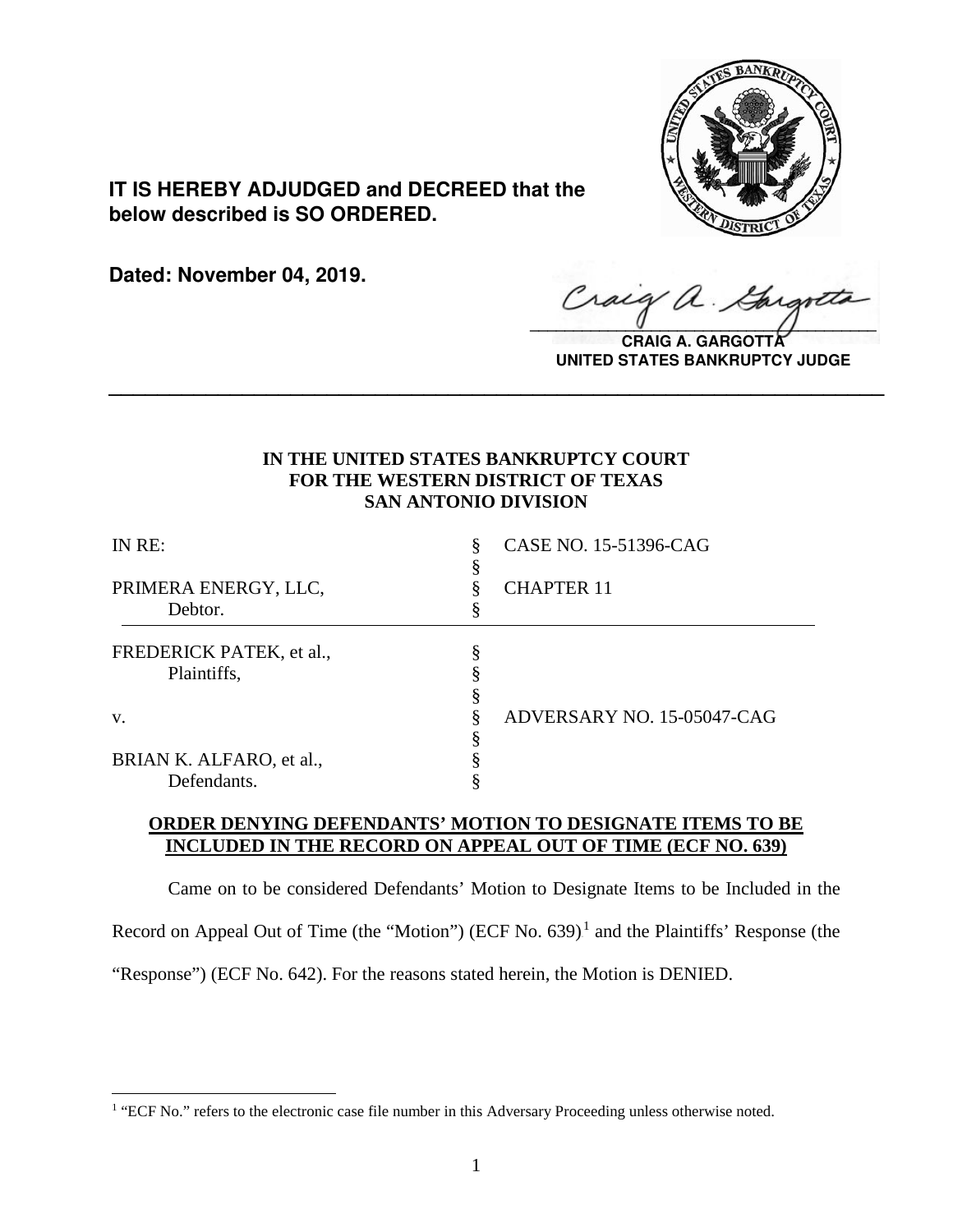**IT IS HEREBY ADJUDGED and DECREED that the below described is SO ORDERED.**

**Dated: November 04, 2019.**

**CRAIG A. GARGOTTA**
**UNITED STATES BANKRUPTCY JUDGE**

---

**IN THE UNITED STATES BANKRUPTCY COURT**
**FOR THE WESTERN DISTRICT OF TEXAS**
**SAN ANTONIO DIVISION**

| | | |
|---|---|---|
| IN RE: | § | CASE NO. 15-51396-CAG |
| | § | |
| PRIMERA ENERGY, LLC, | § | CHAPTER 11 |
| Debtor. | § | |
| FREDERICK PATEK, et al., | § | |
| Plaintiffs, | § | |
| | § | |
| v. | § | ADVERSARY NO. 15-05047-CAG |
| | § | |
| BRIAN K. ALFARO, et al., | § | |
| Defendants. | § | |

**ORDER DENYING DEFENDANTS' MOTION TO DESIGNATE ITEMS TO BE INCLUDED IN THE RECORD ON APPEAL OUT OF TIME (ECF NO. 639)**

Came on to be considered Defendants' Motion to Designate Items to be Included in the Record on Appeal Out of Time (the "Motion") (ECF No. 639)[1] and the Plaintiffs' Response (the "Response") (ECF No. 642). For the reasons stated herein, the Motion is DENIED.

[1] "ECF No." refers to the electronic case file number in this Adversary Proceeding unless otherwise noted.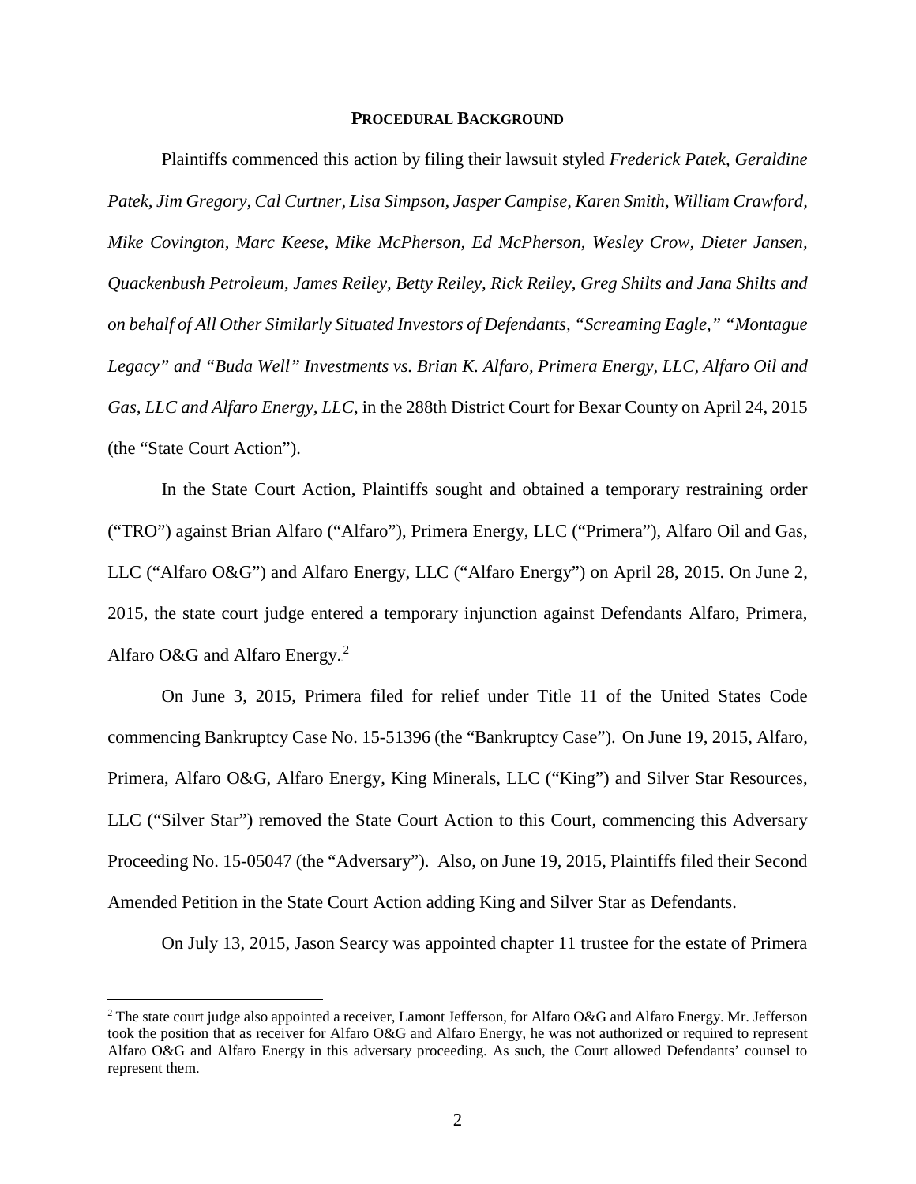## PROCEDURAL BACKGROUND

Plaintiffs commenced this action by filing their lawsuit styled *Frederick Patek, Geraldine Patek, Jim Gregory, Cal Curtner, Lisa Simpson, Jasper Campise, Karen Smith, William Crawford, Mike Covington, Marc Keese, Mike McPherson, Ed McPherson, Wesley Crow, Dieter Jansen, Quackenbush Petroleum, James Reiley, Betty Reiley, Rick Reiley, Greg Shilts and Jana Shilts and on behalf of All Other Similarly Situated Investors of Defendants, "Screaming Eagle," "Montague Legacy" and "Buda Well" Investments vs. Brian K. Alfaro, Primera Energy, LLC, Alfaro Oil and Gas, LLC and Alfaro Energy, LLC*, in the 288th District Court for Bexar County on April 24, 2015 (the "State Court Action").

In the State Court Action, Plaintiffs sought and obtained a temporary restraining order ("TRO") against Brian Alfaro ("Alfaro"), Primera Energy, LLC ("Primera"), Alfaro Oil and Gas, LLC ("Alfaro O&G") and Alfaro Energy, LLC ("Alfaro Energy") on April 28, 2015. On June 2, 2015, the state court judge entered a temporary injunction against Defendants Alfaro, Primera, Alfaro O&G and Alfaro Energy.[2]

On June 3, 2015, Primera filed for relief under Title 11 of the United States Code commencing Bankruptcy Case No. 15-51396 (the "Bankruptcy Case"). On June 19, 2015, Alfaro, Primera, Alfaro O&G, Alfaro Energy, King Minerals, LLC ("King") and Silver Star Resources, LLC ("Silver Star") removed the State Court Action to this Court, commencing this Adversary Proceeding No. 15-05047 (the "Adversary"). Also, on June 19, 2015, Plaintiffs filed their Second Amended Petition in the State Court Action adding King and Silver Star as Defendants.

On July 13, 2015, Jason Searcy was appointed chapter 11 trustee for the estate of Primera

[2] The state court judge also appointed a receiver, Lamont Jefferson, for Alfaro O&G and Alfaro Energy. Mr. Jefferson took the position that as receiver for Alfaro O&G and Alfaro Energy, he was not authorized or required to represent Alfaro O&G and Alfaro Energy in this adversary proceeding. As such, the Court allowed Defendants' counsel to represent them.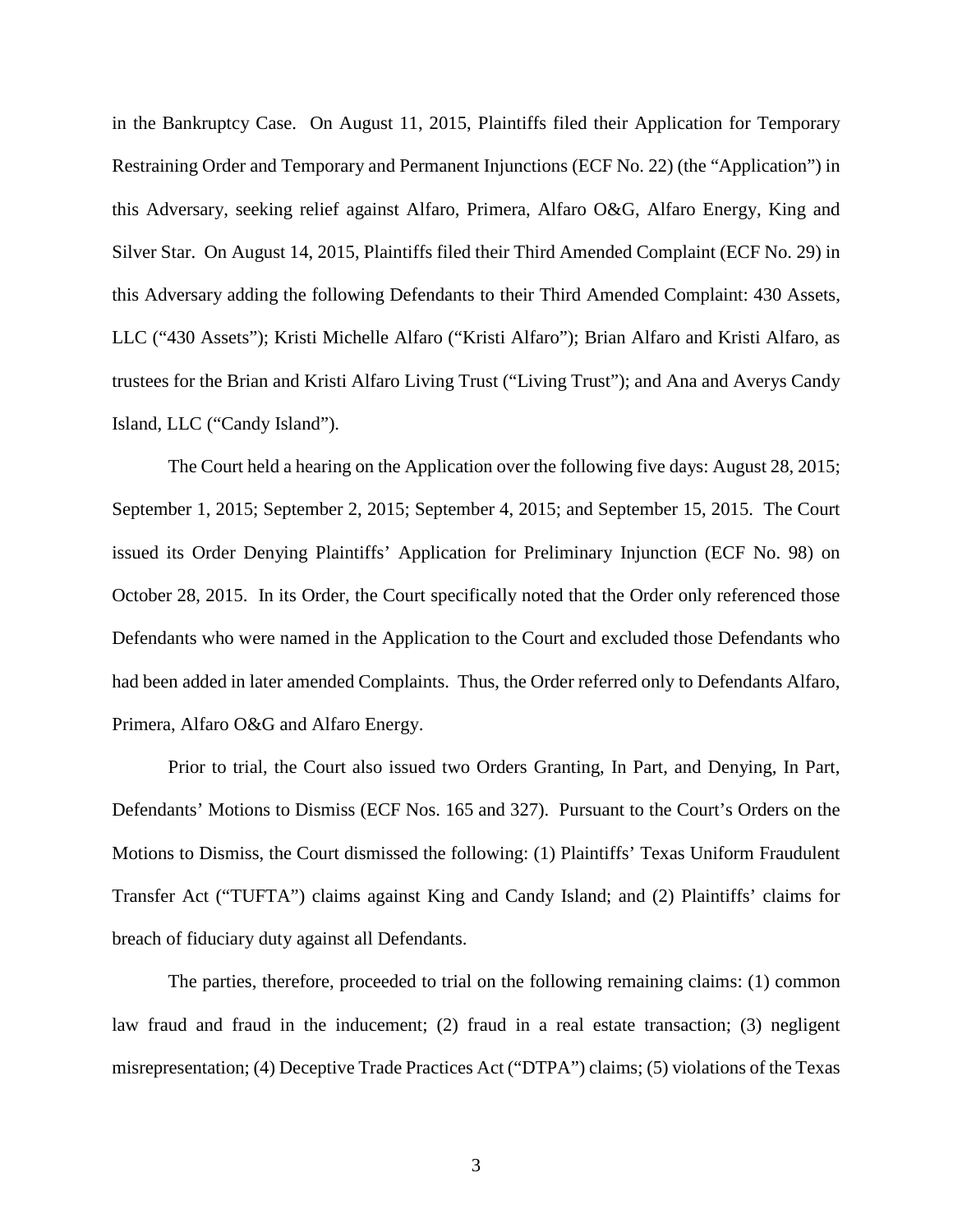in the Bankruptcy Case. On August 11, 2015, Plaintiffs filed their Application for Temporary Restraining Order and Temporary and Permanent Injunctions (ECF No. 22) (the "Application") in this Adversary, seeking relief against Alfaro, Primera, Alfaro O&G, Alfaro Energy, King and Silver Star. On August 14, 2015, Plaintiffs filed their Third Amended Complaint (ECF No. 29) in this Adversary adding the following Defendants to their Third Amended Complaint: 430 Assets, LLC ("430 Assets"); Kristi Michelle Alfaro ("Kristi Alfaro"); Brian Alfaro and Kristi Alfaro, as trustees for the Brian and Kristi Alfaro Living Trust ("Living Trust"); and Ana and Averys Candy Island, LLC ("Candy Island").

The Court held a hearing on the Application over the following five days: August 28, 2015; September 1, 2015; September 2, 2015; September 4, 2015; and September 15, 2015. The Court issued its Order Denying Plaintiffs' Application for Preliminary Injunction (ECF No. 98) on October 28, 2015. In its Order, the Court specifically noted that the Order only referenced those Defendants who were named in the Application to the Court and excluded those Defendants who had been added in later amended Complaints. Thus, the Order referred only to Defendants Alfaro, Primera, Alfaro O&G and Alfaro Energy.

Prior to trial, the Court also issued two Orders Granting, In Part, and Denying, In Part, Defendants' Motions to Dismiss (ECF Nos. 165 and 327). Pursuant to the Court's Orders on the Motions to Dismiss, the Court dismissed the following: (1) Plaintiffs' Texas Uniform Fraudulent Transfer Act ("TUFTA") claims against King and Candy Island; and (2) Plaintiffs' claims for breach of fiduciary duty against all Defendants.

The parties, therefore, proceeded to trial on the following remaining claims: (1) common law fraud and fraud in the inducement; (2) fraud in a real estate transaction; (3) negligent misrepresentation; (4) Deceptive Trade Practices Act ("DTPA") claims; (5) violations of the Texas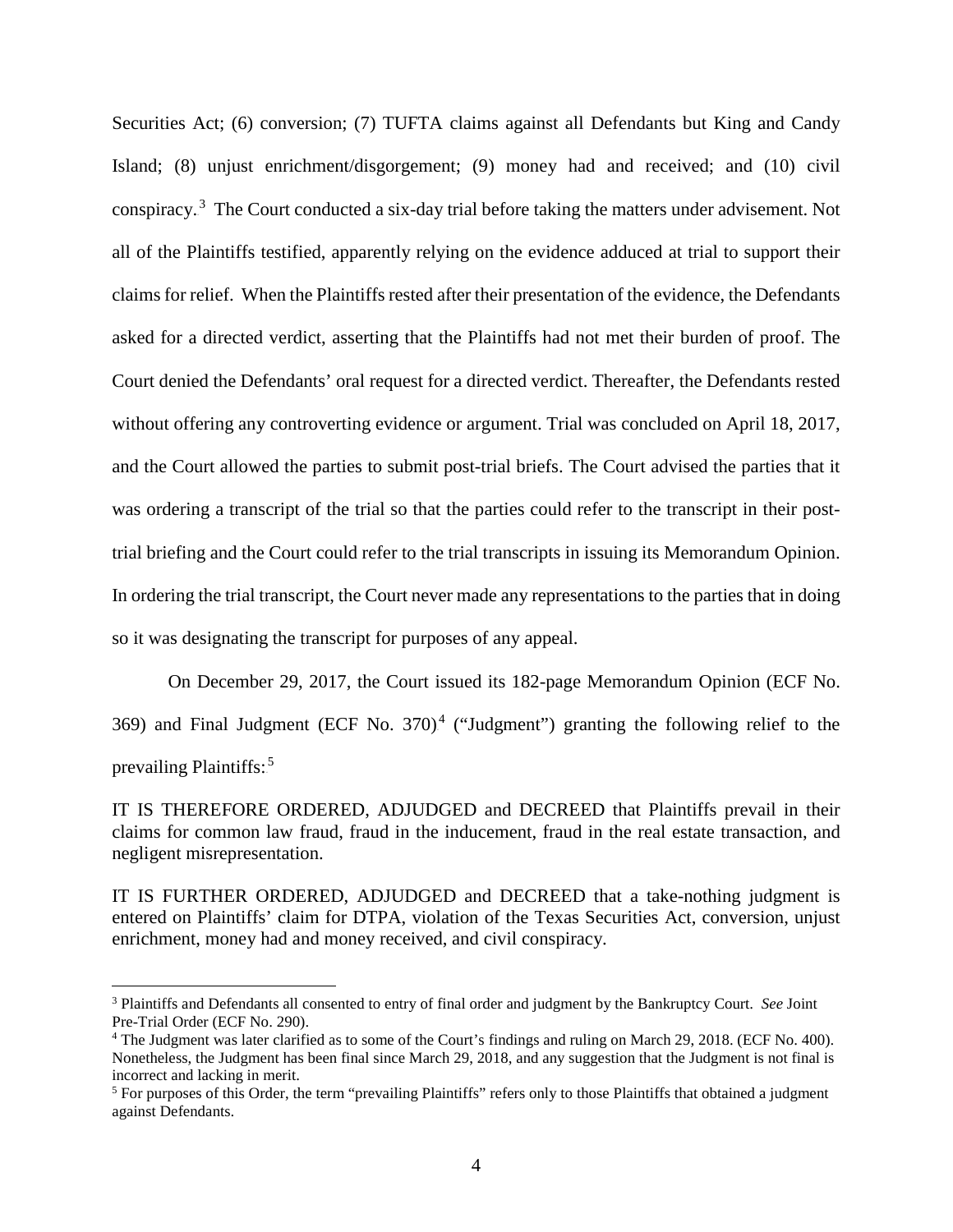Securities Act; (6) conversion; (7) TUFTA claims against all Defendants but King and Candy Island; (8) unjust enrichment/disgorgement; (9) money had and received; and (10) civil conspiracy.[3] The Court conducted a six-day trial before taking the matters under advisement. Not all of the Plaintiffs testified, apparently relying on the evidence adduced at trial to support their claims for relief. When the Plaintiffs rested after their presentation of the evidence, the Defendants asked for a directed verdict, asserting that the Plaintiffs had not met their burden of proof. The Court denied the Defendants' oral request for a directed verdict. Thereafter, the Defendants rested without offering any controverting evidence or argument. Trial was concluded on April 18, 2017, and the Court allowed the parties to submit post-trial briefs. The Court advised the parties that it was ordering a transcript of the trial so that the parties could refer to the transcript in their post-trial briefing and the Court could refer to the trial transcripts in issuing its Memorandum Opinion. In ordering the trial transcript, the Court never made any representations to the parties that in doing so it was designating the transcript for purposes of any appeal.

On December 29, 2017, the Court issued its 182-page Memorandum Opinion (ECF No. 369) and Final Judgment (ECF No. 370)[4] ("Judgment") granting the following relief to the prevailing Plaintiffs:[5]

IT IS THEREFORE ORDERED, ADJUDGED and DECREED that Plaintiffs prevail in their claims for common law fraud, fraud in the inducement, fraud in the real estate transaction, and negligent misrepresentation.

IT IS FURTHER ORDERED, ADJUDGED and DECREED that a take-nothing judgment is entered on Plaintiffs' claim for DTPA, violation of the Texas Securities Act, conversion, unjust enrichment, money had and money received, and civil conspiracy.

---

[3] Plaintiffs and Defendants all consented to entry of final order and judgment by the Bankruptcy Court. *See* Joint Pre-Trial Order (ECF No. 290).

[4] The Judgment was later clarified as to some of the Court's findings and ruling on March 29, 2018. (ECF No. 400). Nonetheless, the Judgment has been final since March 29, 2018, and any suggestion that the Judgment is not final is incorrect and lacking in merit.

[5] For purposes of this Order, the term "prevailing Plaintiffs" refers only to those Plaintiffs that obtained a judgment against Defendants.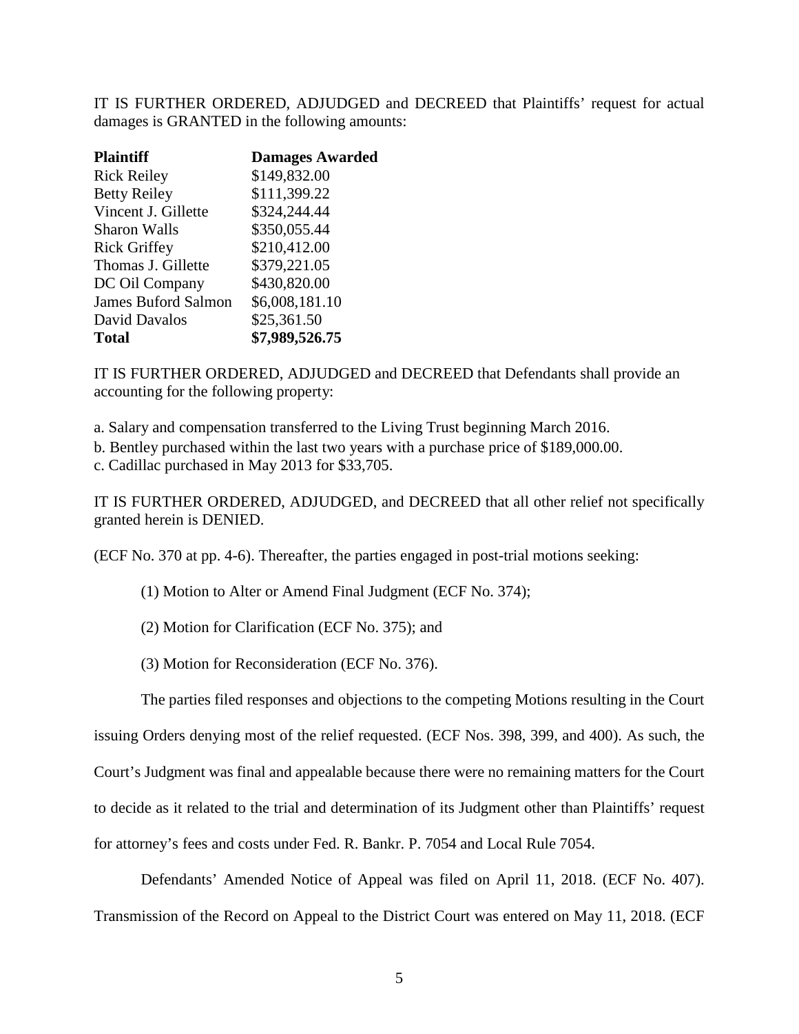IT IS FURTHER ORDERED, ADJUDGED and DECREED that Plaintiffs' request for actual damages is GRANTED in the following amounts:

| **Plaintiff** | **Damages Awarded** |
|---|---|
| Rick Reiley | $149,832.00 |
| Betty Reiley | $111,399.22 |
| Vincent J. Gillette | $324,244.44 |
| Sharon Walls | $350,055.44 |
| Rick Griffey | $210,412.00 |
| Thomas J. Gillette | $379,221.05 |
| DC Oil Company | $430,820.00 |
| James Buford Salmon | $6,008,181.10 |
| David Davalos | $25,361.50 |
| **Total** | **$7,989,526.75** |

IT IS FURTHER ORDERED, ADJUDGED and DECREED that Defendants shall provide an accounting for the following property:

a. Salary and compensation transferred to the Living Trust beginning March 2016.
b. Bentley purchased within the last two years with a purchase price of $189,000.00.
c. Cadillac purchased in May 2013 for $33,705.

IT IS FURTHER ORDERED, ADJUDGED, and DECREED that all other relief not specifically granted herein is DENIED.

(ECF No. 370 at pp. 4-6). Thereafter, the parties engaged in post-trial motions seeking:

(1) Motion to Alter or Amend Final Judgment (ECF No. 374);

(2) Motion for Clarification (ECF No. 375); and

(3) Motion for Reconsideration (ECF No. 376).

The parties filed responses and objections to the competing Motions resulting in the Court issuing Orders denying most of the relief requested. (ECF Nos. 398, 399, and 400). As such, the Court's Judgment was final and appealable because there were no remaining matters for the Court to decide as it related to the trial and determination of its Judgment other than Plaintiffs' request for attorney's fees and costs under Fed. R. Bankr. P. 7054 and Local Rule 7054.

Defendants' Amended Notice of Appeal was filed on April 11, 2018. (ECF No. 407). Transmission of the Record on Appeal to the District Court was entered on May 11, 2018. (ECF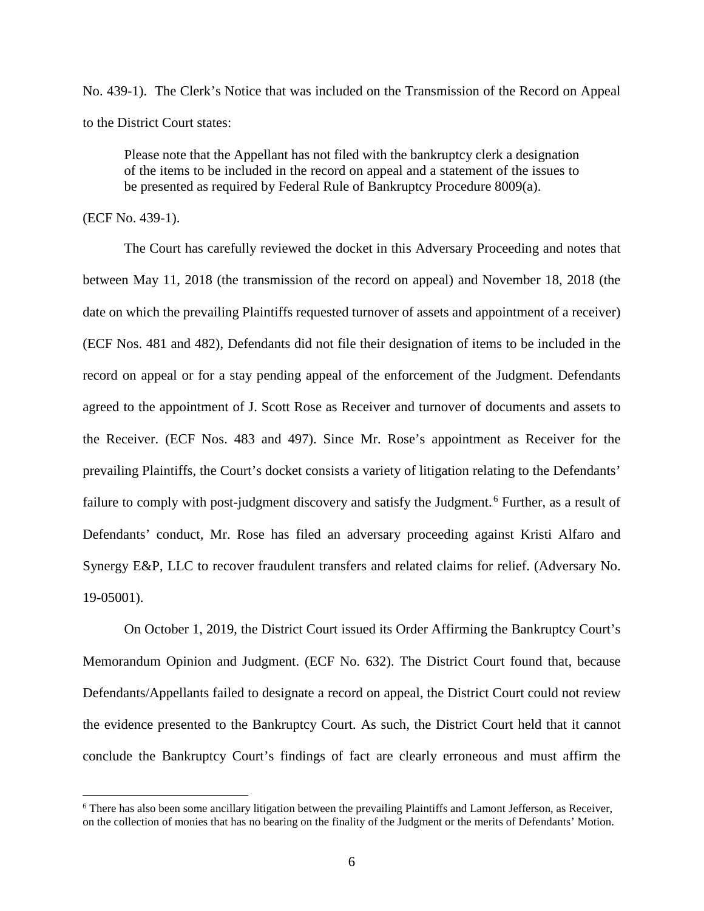No. 439-1). The Clerk's Notice that was included on the Transmission of the Record on Appeal to the District Court states:

> Please note that the Appellant has not filed with the bankruptcy clerk a designation of the items to be included in the record on appeal and a statement of the issues to be presented as required by Federal Rule of Bankruptcy Procedure 8009(a).

(ECF No. 439-1).

The Court has carefully reviewed the docket in this Adversary Proceeding and notes that between May 11, 2018 (the transmission of the record on appeal) and November 18, 2018 (the date on which the prevailing Plaintiffs requested turnover of assets and appointment of a receiver) (ECF Nos. 481 and 482), Defendants did not file their designation of items to be included in the record on appeal or for a stay pending appeal of the enforcement of the Judgment. Defendants agreed to the appointment of J. Scott Rose as Receiver and turnover of documents and assets to the Receiver. (ECF Nos. 483 and 497). Since Mr. Rose's appointment as Receiver for the prevailing Plaintiffs, the Court's docket consists a variety of litigation relating to the Defendants' failure to comply with post-judgment discovery and satisfy the Judgment.[6] Further, as a result of Defendants' conduct, Mr. Rose has filed an adversary proceeding against Kristi Alfaro and Synergy E&P, LLC to recover fraudulent transfers and related claims for relief. (Adversary No. 19-05001).

On October 1, 2019, the District Court issued its Order Affirming the Bankruptcy Court's Memorandum Opinion and Judgment. (ECF No. 632). The District Court found that, because Defendants/Appellants failed to designate a record on appeal, the District Court could not review the evidence presented to the Bankruptcy Court. As such, the District Court held that it cannot conclude the Bankruptcy Court's findings of fact are clearly erroneous and must affirm the

[6] There has also been some ancillary litigation between the prevailing Plaintiffs and Lamont Jefferson, as Receiver, on the collection of monies that has no bearing on the finality of the Judgment or the merits of Defendants' Motion.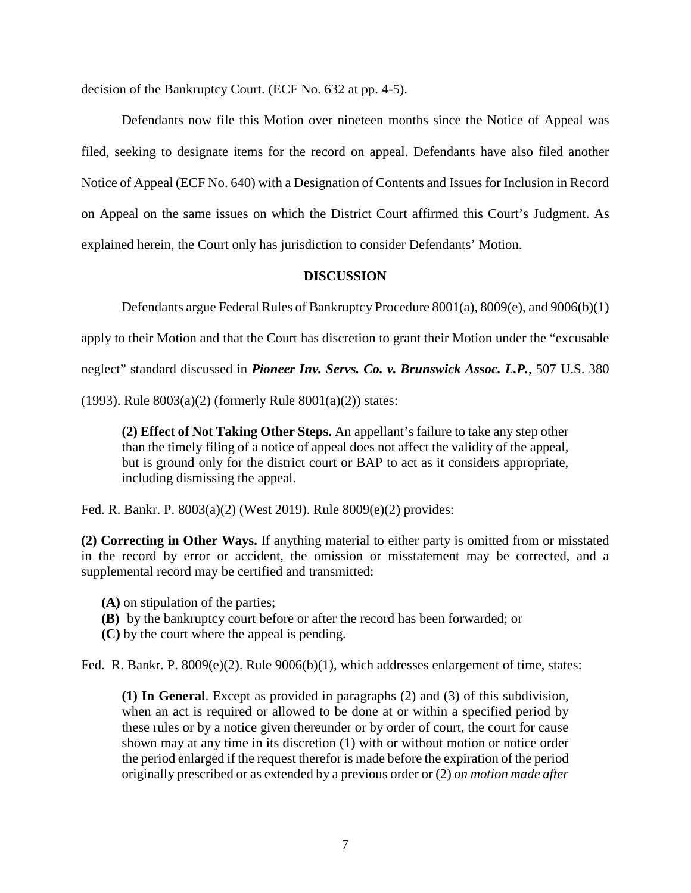decision of the Bankruptcy Court. (ECF No. 632 at pp. 4-5).

Defendants now file this Motion over nineteen months since the Notice of Appeal was filed, seeking to designate items for the record on appeal. Defendants have also filed another Notice of Appeal (ECF No. 640) with a Designation of Contents and Issues for Inclusion in Record on Appeal on the same issues on which the District Court affirmed this Court's Judgment. As explained herein, the Court only has jurisdiction to consider Defendants' Motion.

**DISCUSSION**

Defendants argue Federal Rules of Bankruptcy Procedure 8001(a), 8009(e), and 9006(b)(1) apply to their Motion and that the Court has discretion to grant their Motion under the "excusable neglect" standard discussed in ***Pioneer Inv. Servs. Co. v. Brunswick Assoc. L.P.***, 507 U.S. 380 (1993). Rule 8003(a)(2) (formerly Rule 8001(a)(2)) states:

> **(2) Effect of Not Taking Other Steps.** An appellant's failure to take any step other than the timely filing of a notice of appeal does not affect the validity of the appeal, but is ground only for the district court or BAP to act as it considers appropriate, including dismissing the appeal.

Fed. R. Bankr. P. 8003(a)(2) (West 2019). Rule 8009(e)(2) provides:

**(2) Correcting in Other Ways.** If anything material to either party is omitted from or misstated in the record by error or accident, the omission or misstatement may be corrected, and a supplemental record may be certified and transmitted:

- **(A)** on stipulation of the parties;
- **(B)** by the bankruptcy court before or after the record has been forwarded; or
- **(C)** by the court where the appeal is pending.

Fed. R. Bankr. P. 8009(e)(2). Rule 9006(b)(1), which addresses enlargement of time, states:

> **(1) In General**. Except as provided in paragraphs (2) and (3) of this subdivision, when an act is required or allowed to be done at or within a specified period by these rules or by a notice given thereunder or by order of court, the court for cause shown may at any time in its discretion (1) with or without motion or notice order the period enlarged if the request therefor is made before the expiration of the period originally prescribed or as extended by a previous order or (2) *on motion made after*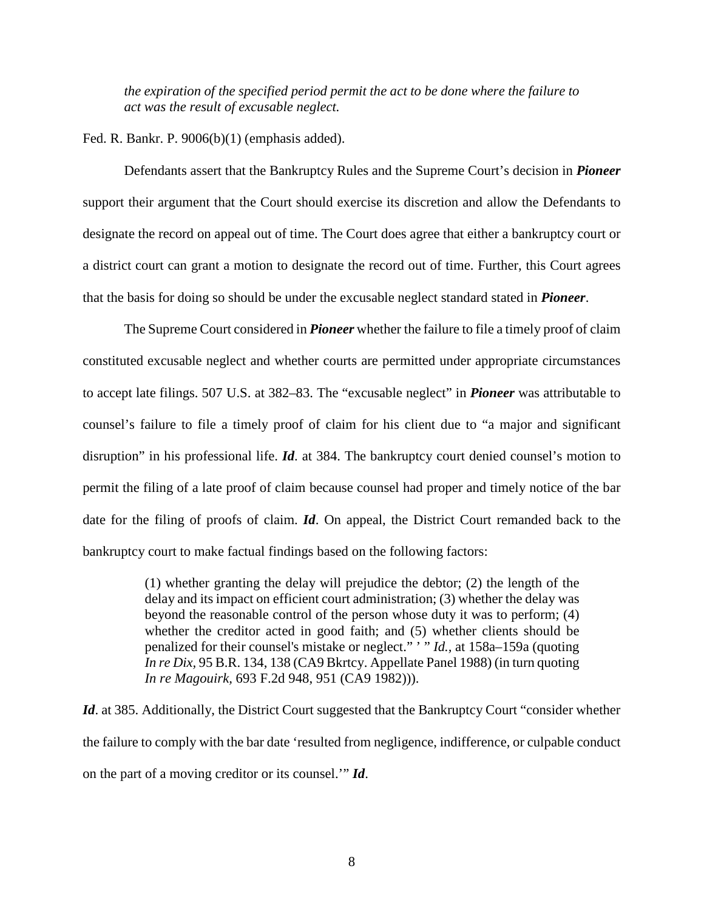> *the expiration of the specified period permit the act to be done where the failure to act was the result of excusable neglect.*

Fed. R. Bankr. P. 9006(b)(1) (emphasis added).

Defendants assert that the Bankruptcy Rules and the Supreme Court's decision in ***Pioneer*** support their argument that the Court should exercise its discretion and allow the Defendants to designate the record on appeal out of time. The Court does agree that either a bankruptcy court or a district court can grant a motion to designate the record out of time. Further, this Court agrees that the basis for doing so should be under the excusable neglect standard stated in ***Pioneer***.

The Supreme Court considered in ***Pioneer*** whether the failure to file a timely proof of claim constituted excusable neglect and whether courts are permitted under appropriate circumstances to accept late filings. 507 U.S. at 382–83. The "excusable neglect" in ***Pioneer*** was attributable to counsel's failure to file a timely proof of claim for his client due to "a major and significant disruption" in his professional life. ***Id***. at 384. The bankruptcy court denied counsel's motion to permit the filing of a late proof of claim because counsel had proper and timely notice of the bar date for the filing of proofs of claim. ***Id***. On appeal, the District Court remanded back to the bankruptcy court to make factual findings based on the following factors:

> (1) whether granting the delay will prejudice the debtor; (2) the length of the delay and its impact on efficient court administration; (3) whether the delay was beyond the reasonable control of the person whose duty it was to perform; (4) whether the creditor acted in good faith; and (5) whether clients should be penalized for their counsel's mistake or neglect." ' " *Id.,* at 158a–159a (quoting *In re Dix,* 95 B.R. 134, 138 (CA9 Bkrtcy. Appellate Panel 1988) (in turn quoting *In re Magouirk,* 693 F.2d 948, 951 (CA9 1982))).

***Id***. at 385. Additionally, the District Court suggested that the Bankruptcy Court "consider whether the failure to comply with the bar date 'resulted from negligence, indifference, or culpable conduct on the part of a moving creditor or its counsel.'" ***Id***.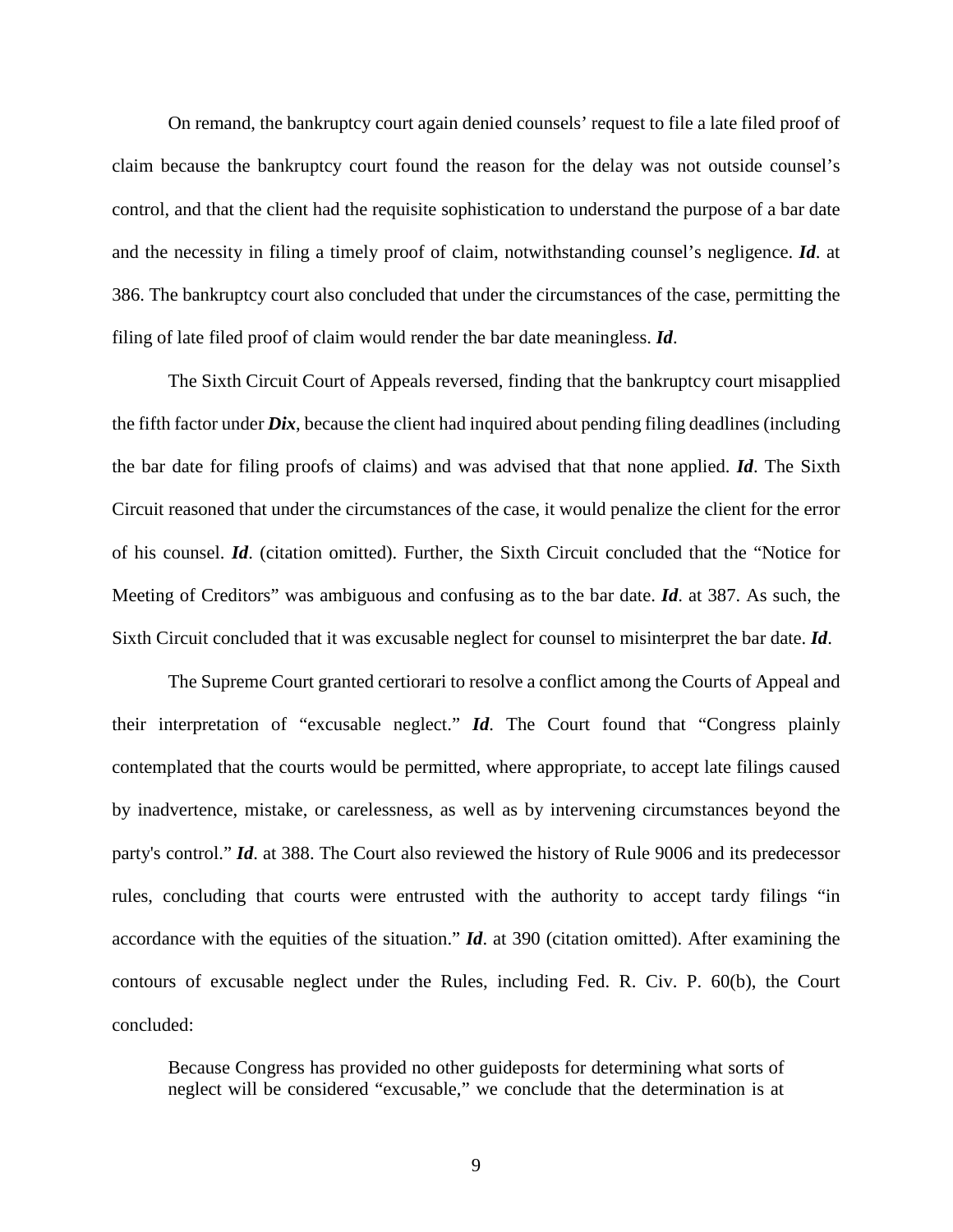On remand, the bankruptcy court again denied counsels' request to file a late filed proof of claim because the bankruptcy court found the reason for the delay was not outside counsel's control, and that the client had the requisite sophistication to understand the purpose of a bar date and the necessity in filing a timely proof of claim, notwithstanding counsel's negligence. ***Id***. at 386. The bankruptcy court also concluded that under the circumstances of the case, permitting the filing of late filed proof of claim would render the bar date meaningless. ***Id***.

The Sixth Circuit Court of Appeals reversed, finding that the bankruptcy court misapplied the fifth factor under ***Dix***, because the client had inquired about pending filing deadlines (including the bar date for filing proofs of claims) and was advised that that none applied. ***Id***. The Sixth Circuit reasoned that under the circumstances of the case, it would penalize the client for the error of his counsel. ***Id***. (citation omitted). Further, the Sixth Circuit concluded that the "Notice for Meeting of Creditors" was ambiguous and confusing as to the bar date. ***Id***. at 387. As such, the Sixth Circuit concluded that it was excusable neglect for counsel to misinterpret the bar date. ***Id***.

The Supreme Court granted certiorari to resolve a conflict among the Courts of Appeal and their interpretation of "excusable neglect." ***Id***. The Court found that "Congress plainly contemplated that the courts would be permitted, where appropriate, to accept late filings caused by inadvertence, mistake, or carelessness, as well as by intervening circumstances beyond the party's control." ***Id***. at 388. The Court also reviewed the history of Rule 9006 and its predecessor rules, concluding that courts were entrusted with the authority to accept tardy filings "in accordance with the equities of the situation." ***Id***. at 390 (citation omitted). After examining the contours of excusable neglect under the Rules, including Fed. R. Civ. P. 60(b), the Court concluded:

> Because Congress has provided no other guideposts for determining what sorts of neglect will be considered "excusable," we conclude that the determination is at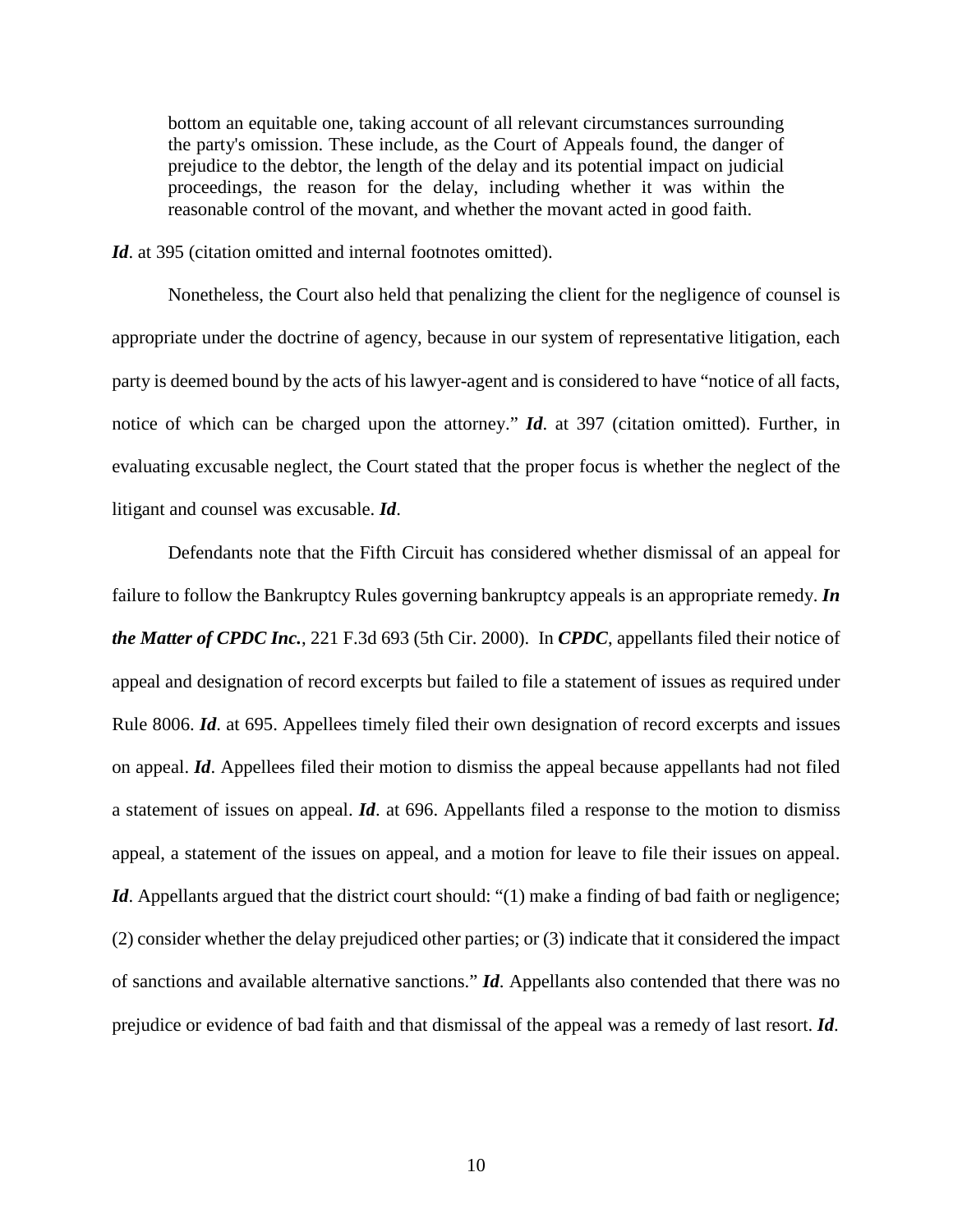> bottom an equitable one, taking account of all relevant circumstances surrounding the party's omission. These include, as the Court of Appeals found, the danger of prejudice to the debtor, the length of the delay and its potential impact on judicial proceedings, the reason for the delay, including whether it was within the reasonable control of the movant, and whether the movant acted in good faith.

***Id*.** at 395 (citation omitted and internal footnotes omitted).

Nonetheless, the Court also held that penalizing the client for the negligence of counsel is appropriate under the doctrine of agency, because in our system of representative litigation, each party is deemed bound by the acts of his lawyer-agent and is considered to have "notice of all facts, notice of which can be charged upon the attorney." ***Id*.** at 397 (citation omitted). Further, in evaluating excusable neglect, the Court stated that the proper focus is whether the neglect of the litigant and counsel was excusable. ***Id*.**

Defendants note that the Fifth Circuit has considered whether dismissal of an appeal for failure to follow the Bankruptcy Rules governing bankruptcy appeals is an appropriate remedy. ***In the Matter of CPDC Inc.***, 221 F.3d 693 (5th Cir. 2000). In ***CPDC***, appellants filed their notice of appeal and designation of record excerpts but failed to file a statement of issues as required under Rule 8006. ***Id*.** at 695. Appellees timely filed their own designation of record excerpts and issues on appeal. ***Id*.** Appellees filed their motion to dismiss the appeal because appellants had not filed a statement of issues on appeal. ***Id*.** at 696. Appellants filed a response to the motion to dismiss appeal, a statement of the issues on appeal, and a motion for leave to file their issues on appeal. ***Id*.** Appellants argued that the district court should: "(1) make a finding of bad faith or negligence; (2) consider whether the delay prejudiced other parties; or (3) indicate that it considered the impact of sanctions and available alternative sanctions." ***Id*.** Appellants also contended that there was no prejudice or evidence of bad faith and that dismissal of the appeal was a remedy of last resort. ***Id*.**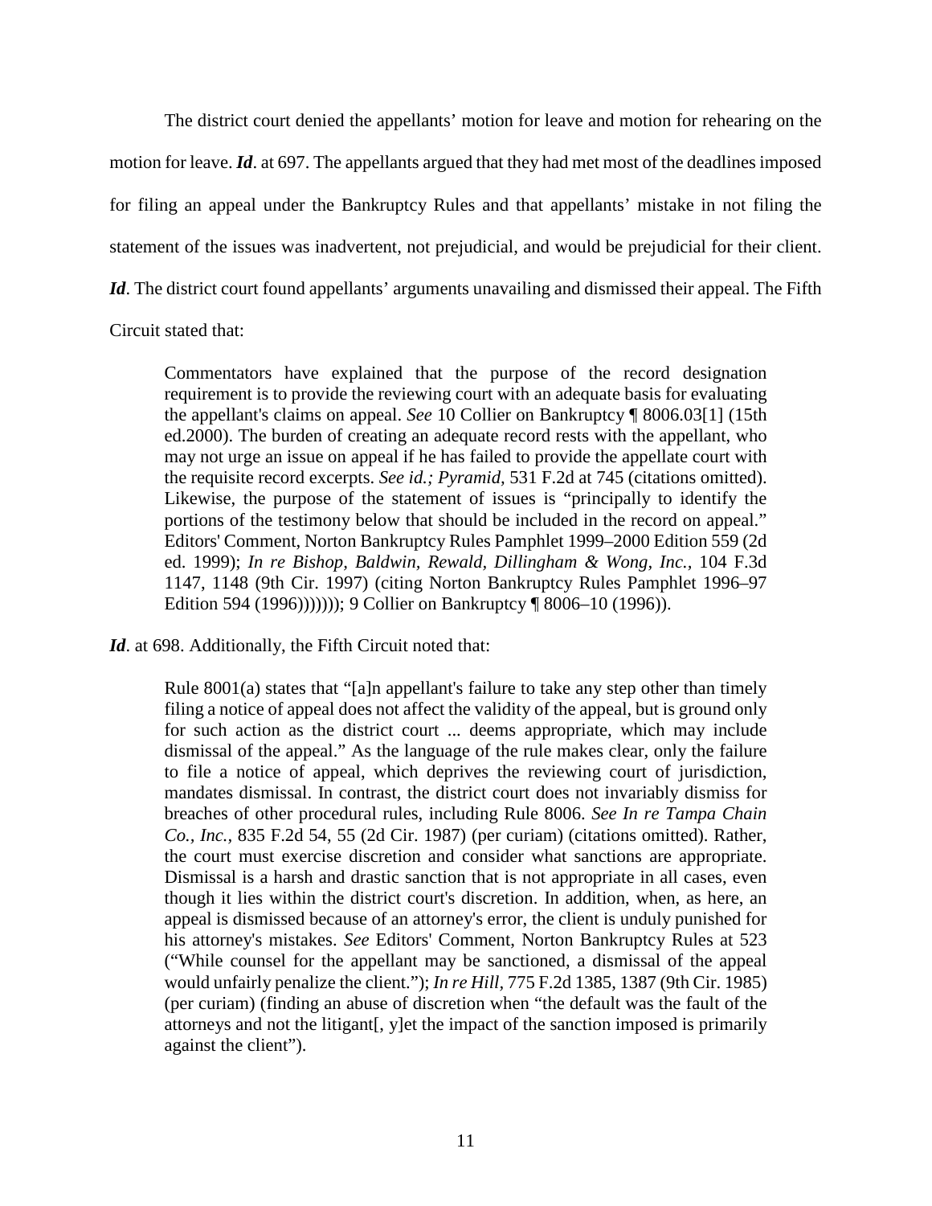The district court denied the appellants' motion for leave and motion for rehearing on the motion for leave. ***Id***. at 697. The appellants argued that they had met most of the deadlines imposed for filing an appeal under the Bankruptcy Rules and that appellants' mistake in not filing the statement of the issues was inadvertent, not prejudicial, and would be prejudicial for their client. ***Id***. The district court found appellants' arguments unavailing and dismissed their appeal. The Fifth Circuit stated that:

> Commentators have explained that the purpose of the record designation requirement is to provide the reviewing court with an adequate basis for evaluating the appellant's claims on appeal. *See* 10 Collier on Bankruptcy ¶ 8006.03[1] (15th ed.2000). The burden of creating an adequate record rests with the appellant, who may not urge an issue on appeal if he has failed to provide the appellate court with the requisite record excerpts. *See id.; Pyramid,* 531 F.2d at 745 (citations omitted). Likewise, the purpose of the statement of issues is "principally to identify the portions of the testimony below that should be included in the record on appeal." Editors' Comment, Norton Bankruptcy Rules Pamphlet 1999–2000 Edition 559 (2d ed. 1999); *In re Bishop, Baldwin, Rewald, Dillingham & Wong, Inc.,* 104 F.3d 1147, 1148 (9th Cir. 1997) (citing Norton Bankruptcy Rules Pamphlet 1996–97 Edition 594 (1996))))))); 9 Collier on Bankruptcy ¶ 8006–10 (1996)).

***Id***. at 698. Additionally, the Fifth Circuit noted that:

> Rule 8001(a) states that "[a]n appellant's failure to take any step other than timely filing a notice of appeal does not affect the validity of the appeal, but is ground only for such action as the district court ... deems appropriate, which may include dismissal of the appeal." As the language of the rule makes clear, only the failure to file a notice of appeal, which deprives the reviewing court of jurisdiction, mandates dismissal. In contrast, the district court does not invariably dismiss for breaches of other procedural rules, including Rule 8006. *See In re Tampa Chain Co., Inc.,* 835 F.2d 54, 55 (2d Cir. 1987) (per curiam) (citations omitted). Rather, the court must exercise discretion and consider what sanctions are appropriate. Dismissal is a harsh and drastic sanction that is not appropriate in all cases, even though it lies within the district court's discretion. In addition, when, as here, an appeal is dismissed because of an attorney's error, the client is unduly punished for his attorney's mistakes. *See* Editors' Comment, Norton Bankruptcy Rules at 523 ("While counsel for the appellant may be sanctioned, a dismissal of the appeal would unfairly penalize the client."); *In re Hill,* 775 F.2d 1385, 1387 (9th Cir. 1985) (per curiam) (finding an abuse of discretion when "the default was the fault of the attorneys and not the litigant[, y]et the impact of the sanction imposed is primarily against the client").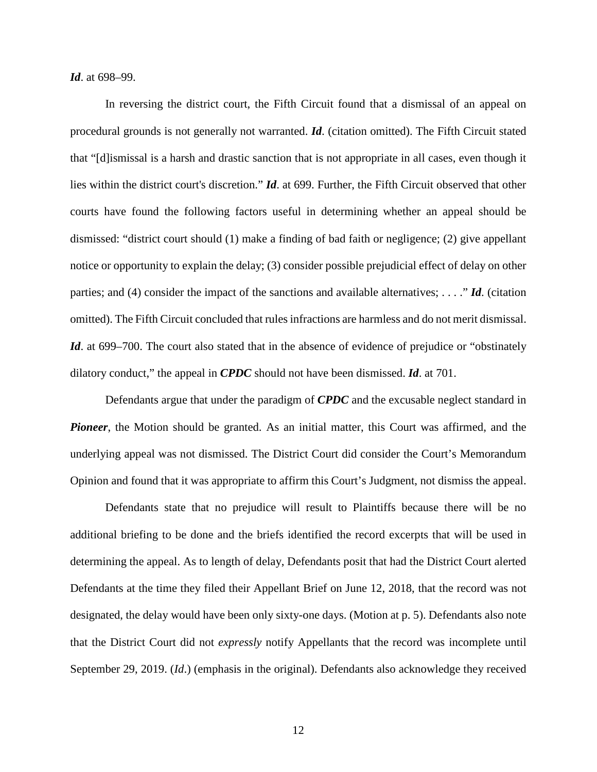***Id***. at 698–99.

In reversing the district court, the Fifth Circuit found that a dismissal of an appeal on procedural grounds is not generally not warranted. ***Id***. (citation omitted). The Fifth Circuit stated that "[d]ismissal is a harsh and drastic sanction that is not appropriate in all cases, even though it lies within the district court's discretion." ***Id***. at 699. Further, the Fifth Circuit observed that other courts have found the following factors useful in determining whether an appeal should be dismissed: "district court should (1) make a finding of bad faith or negligence; (2) give appellant notice or opportunity to explain the delay; (3) consider possible prejudicial effect of delay on other parties; and (4) consider the impact of the sanctions and available alternatives; . . . ." ***Id***. (citation omitted). The Fifth Circuit concluded that rules infractions are harmless and do not merit dismissal. ***Id***. at 699–700. The court also stated that in the absence of evidence of prejudice or "obstinately dilatory conduct," the appeal in ***CPDC*** should not have been dismissed. ***Id***. at 701.

Defendants argue that under the paradigm of ***CPDC*** and the excusable neglect standard in ***Pioneer***, the Motion should be granted. As an initial matter, this Court was affirmed, and the underlying appeal was not dismissed. The District Court did consider the Court's Memorandum Opinion and found that it was appropriate to affirm this Court's Judgment, not dismiss the appeal.

Defendants state that no prejudice will result to Plaintiffs because there will be no additional briefing to be done and the briefs identified the record excerpts that will be used in determining the appeal. As to length of delay, Defendants posit that had the District Court alerted Defendants at the time they filed their Appellant Brief on June 12, 2018, that the record was not designated, the delay would have been only sixty-one days. (Motion at p. 5). Defendants also note that the District Court did not *expressly* notify Appellants that the record was incomplete until September 29, 2019. (*Id*.) (emphasis in the original). Defendants also acknowledge they received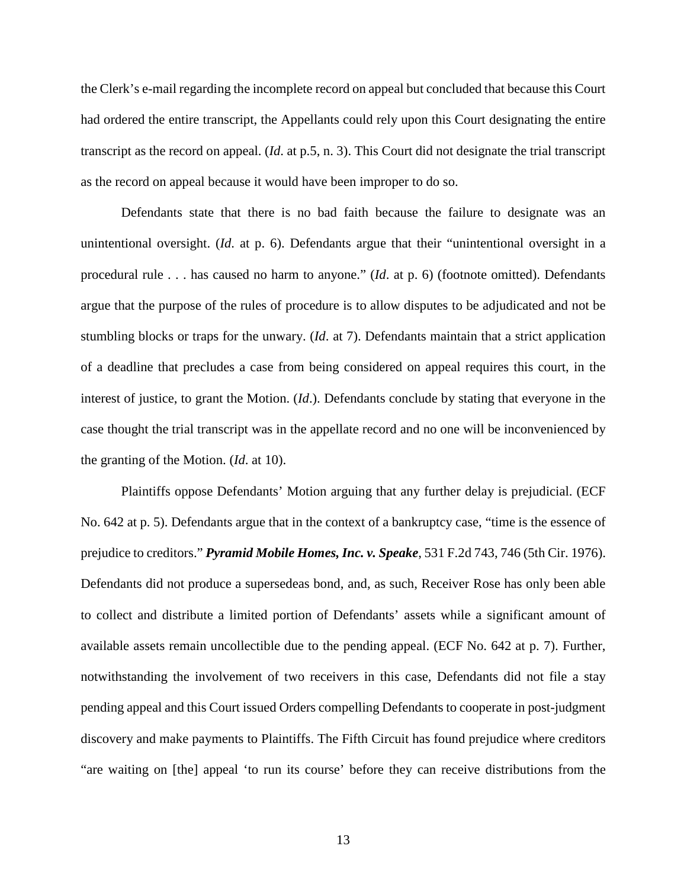the Clerk's e-mail regarding the incomplete record on appeal but concluded that because this Court had ordered the entire transcript, the Appellants could rely upon this Court designating the entire transcript as the record on appeal. (*Id*. at p.5, n. 3). This Court did not designate the trial transcript as the record on appeal because it would have been improper to do so.

Defendants state that there is no bad faith because the failure to designate was an unintentional oversight. (*Id*. at p. 6). Defendants argue that their "unintentional oversight in a procedural rule . . . has caused no harm to anyone." (*Id*. at p. 6) (footnote omitted). Defendants argue that the purpose of the rules of procedure is to allow disputes to be adjudicated and not be stumbling blocks or traps for the unwary. (*Id*. at 7). Defendants maintain that a strict application of a deadline that precludes a case from being considered on appeal requires this court, in the interest of justice, to grant the Motion. (*Id*.). Defendants conclude by stating that everyone in the case thought the trial transcript was in the appellate record and no one will be inconvenienced by the granting of the Motion. (*Id*. at 10).

Plaintiffs oppose Defendants' Motion arguing that any further delay is prejudicial. (ECF No. 642 at p. 5). Defendants argue that in the context of a bankruptcy case, "time is the essence of prejudice to creditors." ***Pyramid Mobile Homes, Inc. v. Speake***, 531 F.2d 743, 746 (5th Cir. 1976). Defendants did not produce a supersedeas bond, and, as such, Receiver Rose has only been able to collect and distribute a limited portion of Defendants' assets while a significant amount of available assets remain uncollectible due to the pending appeal. (ECF No. 642 at p. 7). Further, notwithstanding the involvement of two receivers in this case, Defendants did not file a stay pending appeal and this Court issued Orders compelling Defendants to cooperate in post-judgment discovery and make payments to Plaintiffs. The Fifth Circuit has found prejudice where creditors "are waiting on [the] appeal 'to run its course' before they can receive distributions from the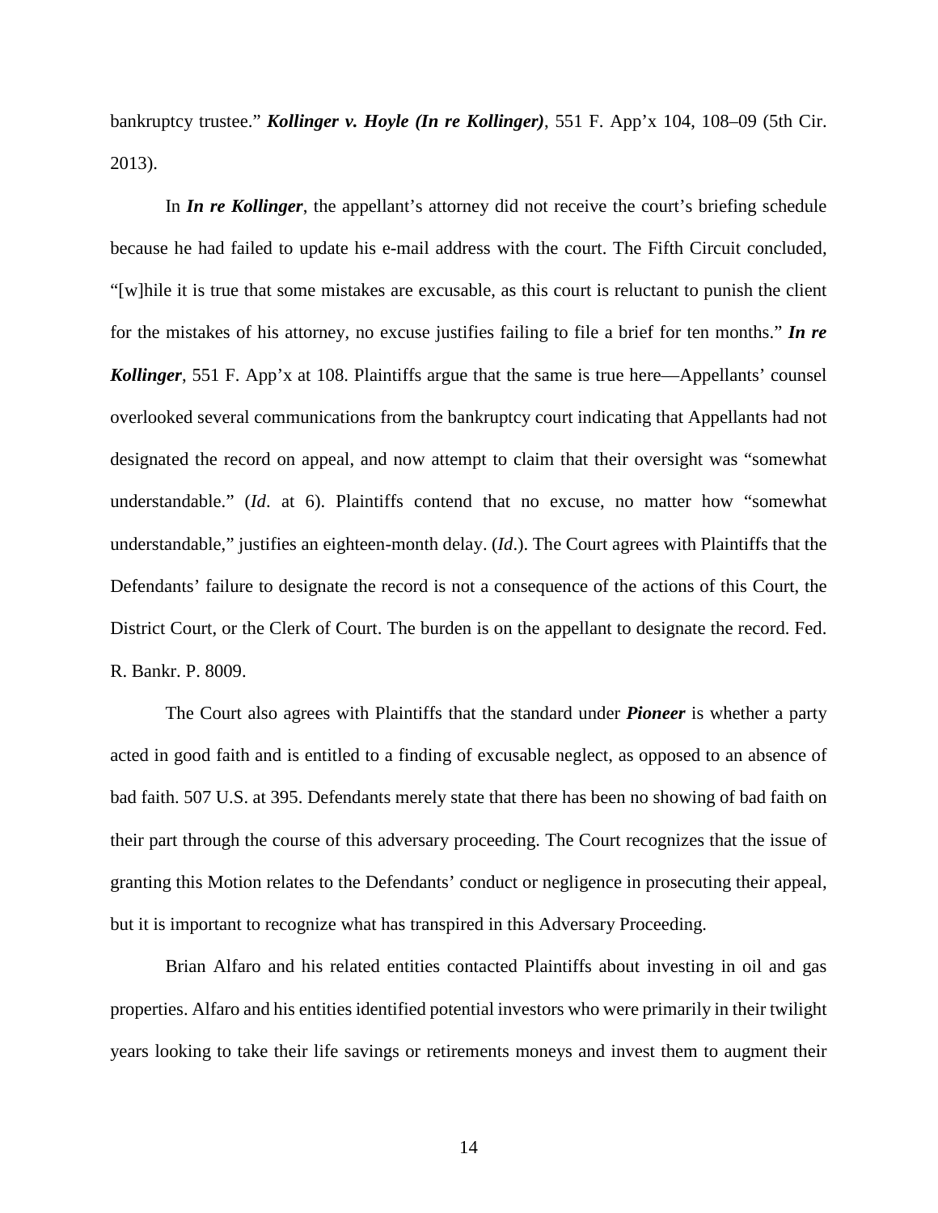bankruptcy trustee." ***Kollinger v. Hoyle (In re Kollinger)***, 551 F. App'x 104, 108–09 (5th Cir. 2013).

In ***In re Kollinger***, the appellant's attorney did not receive the court's briefing schedule because he had failed to update his e-mail address with the court. The Fifth Circuit concluded, "[w]hile it is true that some mistakes are excusable, as this court is reluctant to punish the client for the mistakes of his attorney, no excuse justifies failing to file a brief for ten months." ***In re Kollinger***, 551 F. App'x at 108. Plaintiffs argue that the same is true here—Appellants' counsel overlooked several communications from the bankruptcy court indicating that Appellants had not designated the record on appeal, and now attempt to claim that their oversight was "somewhat understandable." (*Id*. at 6). Plaintiffs contend that no excuse, no matter how "somewhat understandable," justifies an eighteen-month delay. (*Id*.). The Court agrees with Plaintiffs that the Defendants' failure to designate the record is not a consequence of the actions of this Court, the District Court, or the Clerk of Court. The burden is on the appellant to designate the record. Fed. R. Bankr. P. 8009.

The Court also agrees with Plaintiffs that the standard under ***Pioneer*** is whether a party acted in good faith and is entitled to a finding of excusable neglect, as opposed to an absence of bad faith. 507 U.S. at 395. Defendants merely state that there has been no showing of bad faith on their part through the course of this adversary proceeding. The Court recognizes that the issue of granting this Motion relates to the Defendants' conduct or negligence in prosecuting their appeal, but it is important to recognize what has transpired in this Adversary Proceeding.

Brian Alfaro and his related entities contacted Plaintiffs about investing in oil and gas properties. Alfaro and his entities identified potential investors who were primarily in their twilight years looking to take their life savings or retirements moneys and invest them to augment their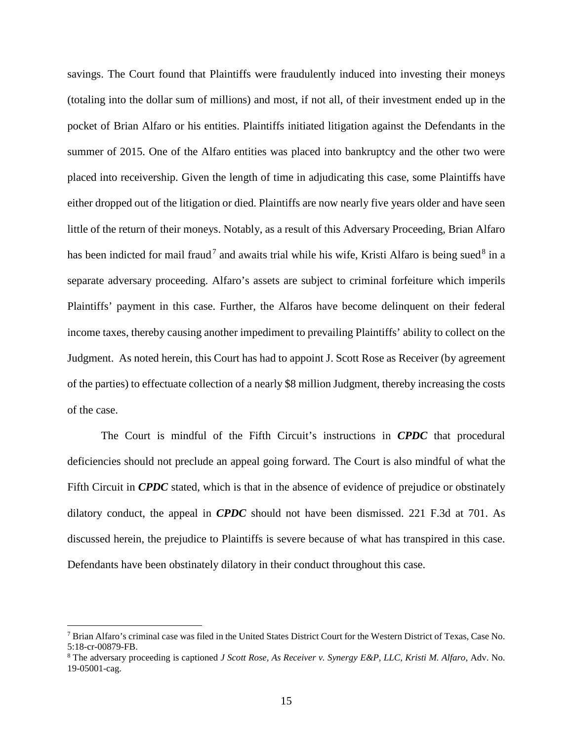savings. The Court found that Plaintiffs were fraudulently induced into investing their moneys (totaling into the dollar sum of millions) and most, if not all, of their investment ended up in the pocket of Brian Alfaro or his entities. Plaintiffs initiated litigation against the Defendants in the summer of 2015. One of the Alfaro entities was placed into bankruptcy and the other two were placed into receivership. Given the length of time in adjudicating this case, some Plaintiffs have either dropped out of the litigation or died. Plaintiffs are now nearly five years older and have seen little of the return of their moneys. Notably, as a result of this Adversary Proceeding, Brian Alfaro has been indicted for mail fraud[7] and awaits trial while his wife, Kristi Alfaro is being sued[8] in a separate adversary proceeding. Alfaro's assets are subject to criminal forfeiture which imperils Plaintiffs' payment in this case. Further, the Alfaros have become delinquent on their federal income taxes, thereby causing another impediment to prevailing Plaintiffs' ability to collect on the Judgment. As noted herein, this Court has had to appoint J. Scott Rose as Receiver (by agreement of the parties) to effectuate collection of a nearly $8 million Judgment, thereby increasing the costs of the case.

The Court is mindful of the Fifth Circuit's instructions in ***CPDC*** that procedural deficiencies should not preclude an appeal going forward. The Court is also mindful of what the Fifth Circuit in ***CPDC*** stated, which is that in the absence of evidence of prejudice or obstinately dilatory conduct, the appeal in ***CPDC*** should not have been dismissed. 221 F.3d at 701. As discussed herein, the prejudice to Plaintiffs is severe because of what has transpired in this case. Defendants have been obstinately dilatory in their conduct throughout this case.

---

[7] Brian Alfaro's criminal case was filed in the United States District Court for the Western District of Texas, Case No. 5:18-cr-00879-FB.

[8] The adversary proceeding is captioned *J Scott Rose, As Receiver v. Synergy E&P, LLC, Kristi M. Alfaro*, Adv. No. 19-05001-cag.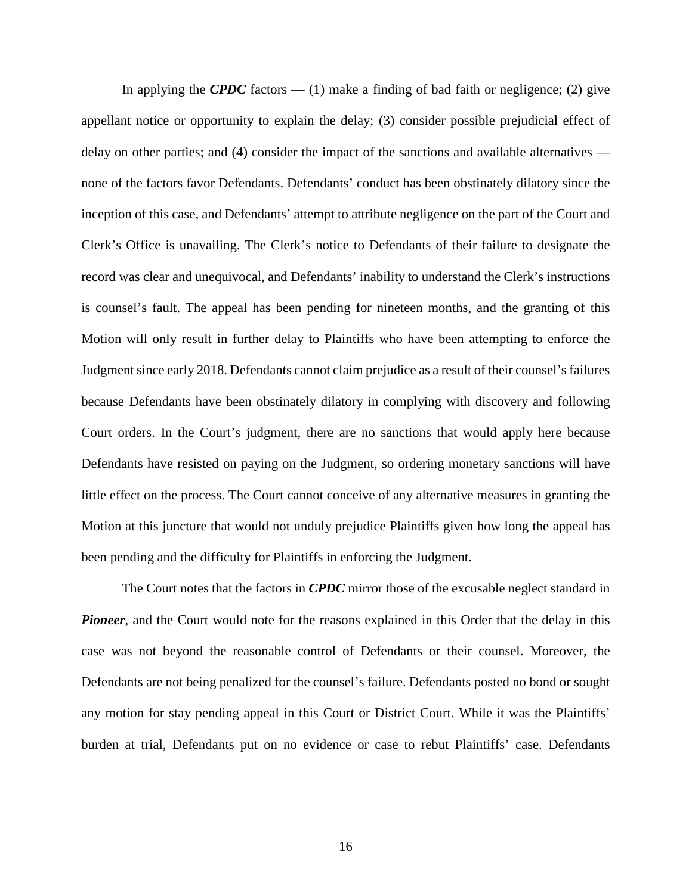In applying the ***CPDC*** factors — (1) make a finding of bad faith or negligence; (2) give appellant notice or opportunity to explain the delay; (3) consider possible prejudicial effect of delay on other parties; and (4) consider the impact of the sanctions and available alternatives — none of the factors favor Defendants. Defendants' conduct has been obstinately dilatory since the inception of this case, and Defendants' attempt to attribute negligence on the part of the Court and Clerk's Office is unavailing. The Clerk's notice to Defendants of their failure to designate the record was clear and unequivocal, and Defendants' inability to understand the Clerk's instructions is counsel's fault. The appeal has been pending for nineteen months, and the granting of this Motion will only result in further delay to Plaintiffs who have been attempting to enforce the Judgment since early 2018. Defendants cannot claim prejudice as a result of their counsel's failures because Defendants have been obstinately dilatory in complying with discovery and following Court orders. In the Court's judgment, there are no sanctions that would apply here because Defendants have resisted on paying on the Judgment, so ordering monetary sanctions will have little effect on the process. The Court cannot conceive of any alternative measures in granting the Motion at this juncture that would not unduly prejudice Plaintiffs given how long the appeal has been pending and the difficulty for Plaintiffs in enforcing the Judgment.

The Court notes that the factors in ***CPDC*** mirror those of the excusable neglect standard in ***Pioneer***, and the Court would note for the reasons explained in this Order that the delay in this case was not beyond the reasonable control of Defendants or their counsel. Moreover, the Defendants are not being penalized for the counsel's failure. Defendants posted no bond or sought any motion for stay pending appeal in this Court or District Court. While it was the Plaintiffs' burden at trial, Defendants put on no evidence or case to rebut Plaintiffs' case. Defendants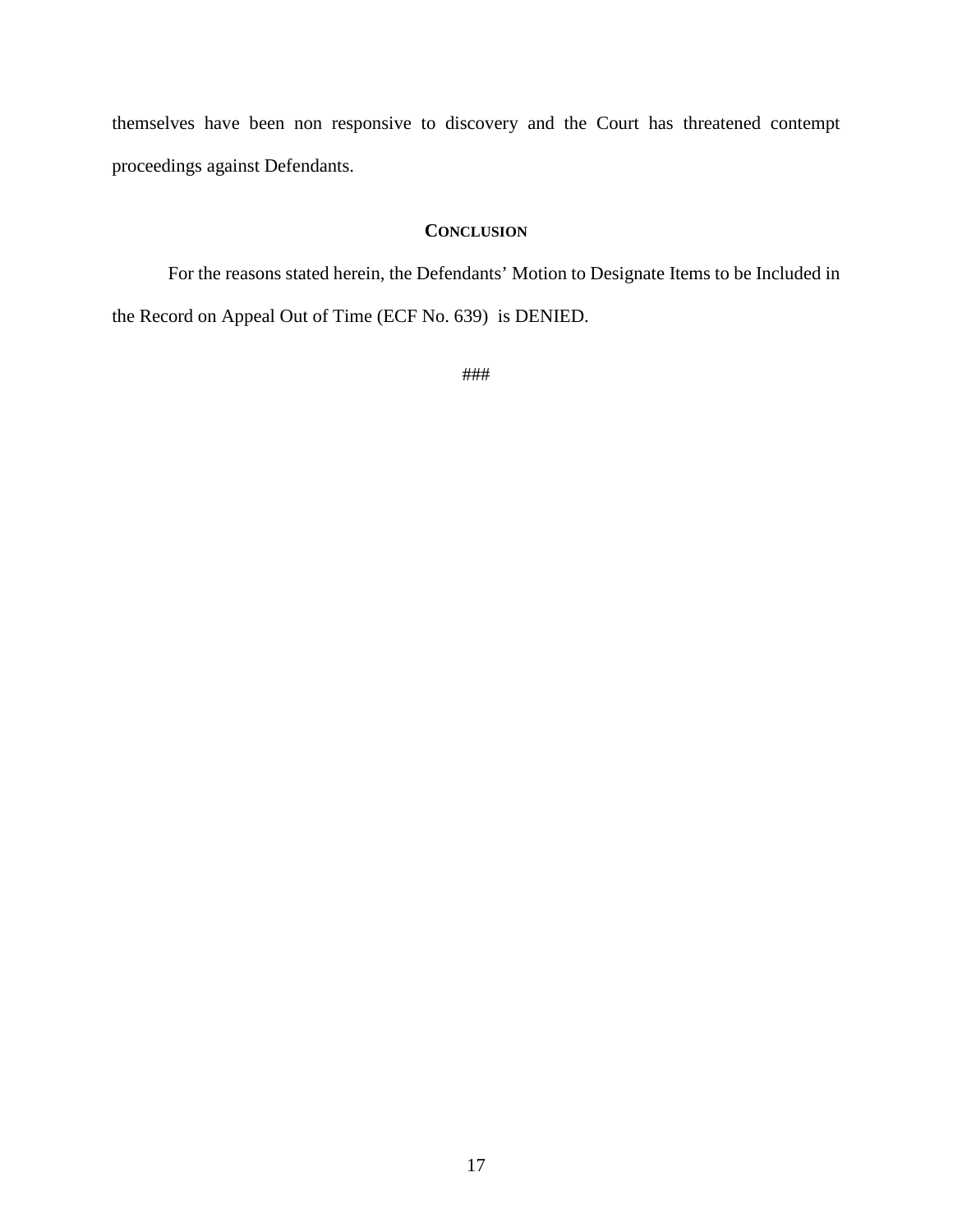themselves have been non responsive to discovery and the Court has threatened contempt proceedings against Defendants.

## CONCLUSION

For the reasons stated herein, the Defendants' Motion to Designate Items to be Included in the Record on Appeal Out of Time (ECF No. 639) is DENIED.

###